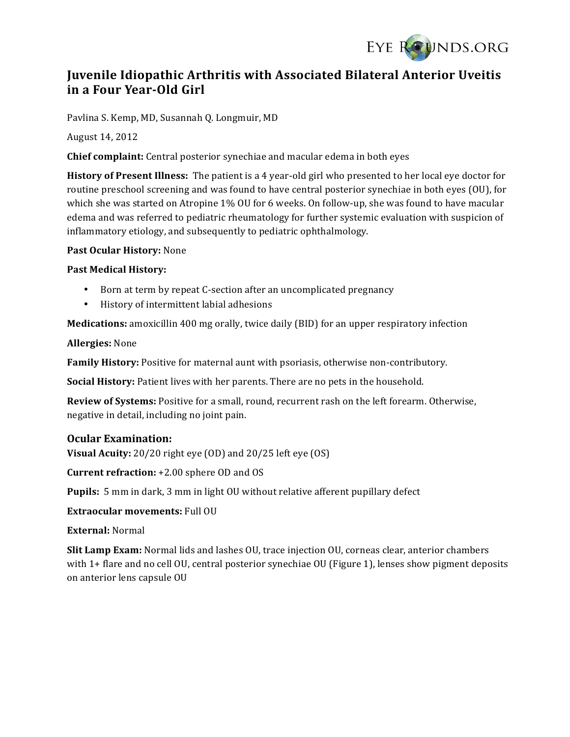# Juvenile Idiopathic Arthritis with Associated Bilateral Anterior Uveitis in a Four Year-Old Girl

Pavlina S. Kemp, MD, Susannah Q. Longmuir, MD

August 14, 2012

**Chief complaint:** Central posterior synechiae and macular edema in both eyes

**History of Present Illness:** The patient is a 4 year-old girl who presented to her local eye doctor for routine preschool screening and was found to have central posterior synechiae in both eyes (OU), for which she was started on Atropine 1% OU for 6 weeks. On follow-up, she was found to have macular edema and was referred to pediatric rheumatology for further systemic evaluation with suspicion of inflammatory etiology, and subsequently to pediatric ophthalmology.

**Past Ocular History:** None

**Past Medical History:**

- Born at term by repeat C-section after an uncomplicated pregnancy
- History of intermittent labial adhesions

**Medications:** amoxicillin 400 mg orally, twice daily (BID) for an upper respiratory infection

**Allergies:** None

**Family History:** Positive for maternal aunt with psoriasis, otherwise non-contributory.

**Social History:** Patient lives with her parents. There are no pets in the household.

**Review of Systems:** Positive for a small, round, recurrent rash on the left forearm. Otherwise, negative in detail, including no joint pain.

## Ocular Examination:

**Visual Acuity:** 20/20 right eye (OD) and 20/25 left eye (OS)

**Current refraction:** +2.00 sphere OD and OS

**Pupils:** 5 mm in dark, 3 mm in light OU without relative afferent pupillary defect

**Extraocular movements:** Full OU

**External:** Normal

**Slit Lamp Exam:** Normal lids and lashes OU, trace injection OU, corneas clear, anterior chambers with 1+ flare and no cell OU, central posterior synechiae OU (Figure 1), lenses show pigment deposits on anterior lens capsule OU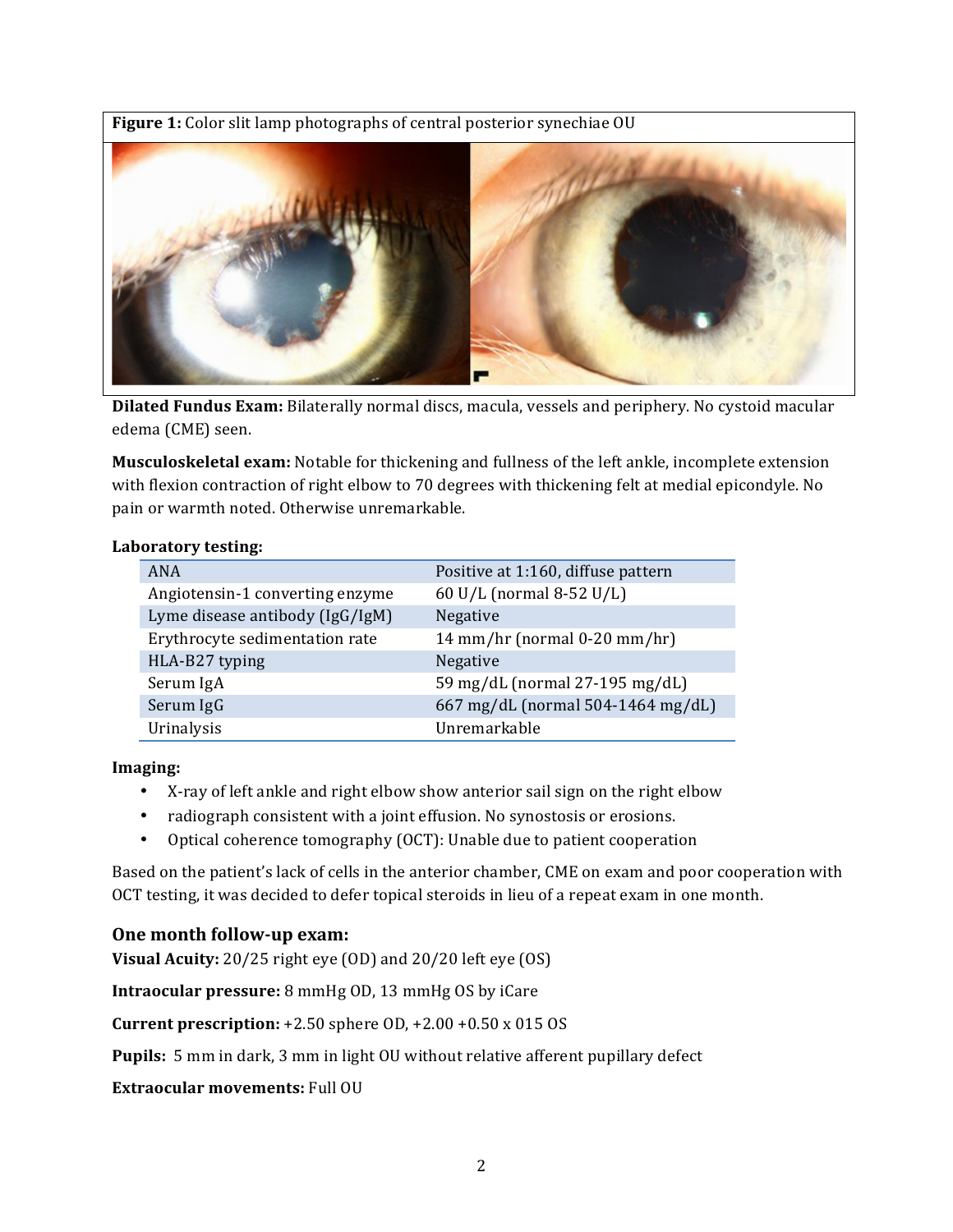**Figure 1:** Color slit lamp photographs of central posterior synechiae OU

**Dilated Fundus Exam:** Bilaterally normal discs, macula, vessels and periphery. No cystoid macular edema (CME) seen.

**Musculoskeletal exam:** Notable for thickening and fullness of the left ankle, incomplete extension with flexion contraction of right elbow to 70 degrees with thickening felt at medial epicondyle. No pain or warmth noted. Otherwise unremarkable.

**Laboratory testing:**

| | |
|---|---|
| ANA | Positive at 1:160, diffuse pattern |
| Angiotensin-1 converting enzyme | 60 U/L (normal 8-52 U/L) |
| Lyme disease antibody (IgG/IgM) | Negative |
| Erythrocyte sedimentation rate | 14 mm/hr (normal 0-20 mm/hr) |
| HLA-B27 typing | Negative |
| Serum IgA | 59 mg/dL (normal 27-195 mg/dL) |
| Serum IgG | 667 mg/dL (normal 504-1464 mg/dL) |
| Urinalysis | Unremarkable |

**Imaging:**

- X-ray of left ankle and right elbow show anterior sail sign on the right elbow
- radiograph consistent with a joint effusion. No synostosis or erosions.
- Optical coherence tomography (OCT): Unable due to patient cooperation

Based on the patient's lack of cells in the anterior chamber, CME on exam and poor cooperation with OCT testing, it was decided to defer topical steroids in lieu of a repeat exam in one month.

## One month follow-up exam:

**Visual Acuity:** 20/25 right eye (OD) and 20/20 left eye (OS)

**Intraocular pressure:** 8 mmHg OD, 13 mmHg OS by iCare

**Current prescription:** +2.50 sphere OD, +2.00 +0.50 x 015 OS

**Pupils:** 5 mm in dark, 3 mm in light OU without relative afferent pupillary defect

**Extraocular movements:** Full OU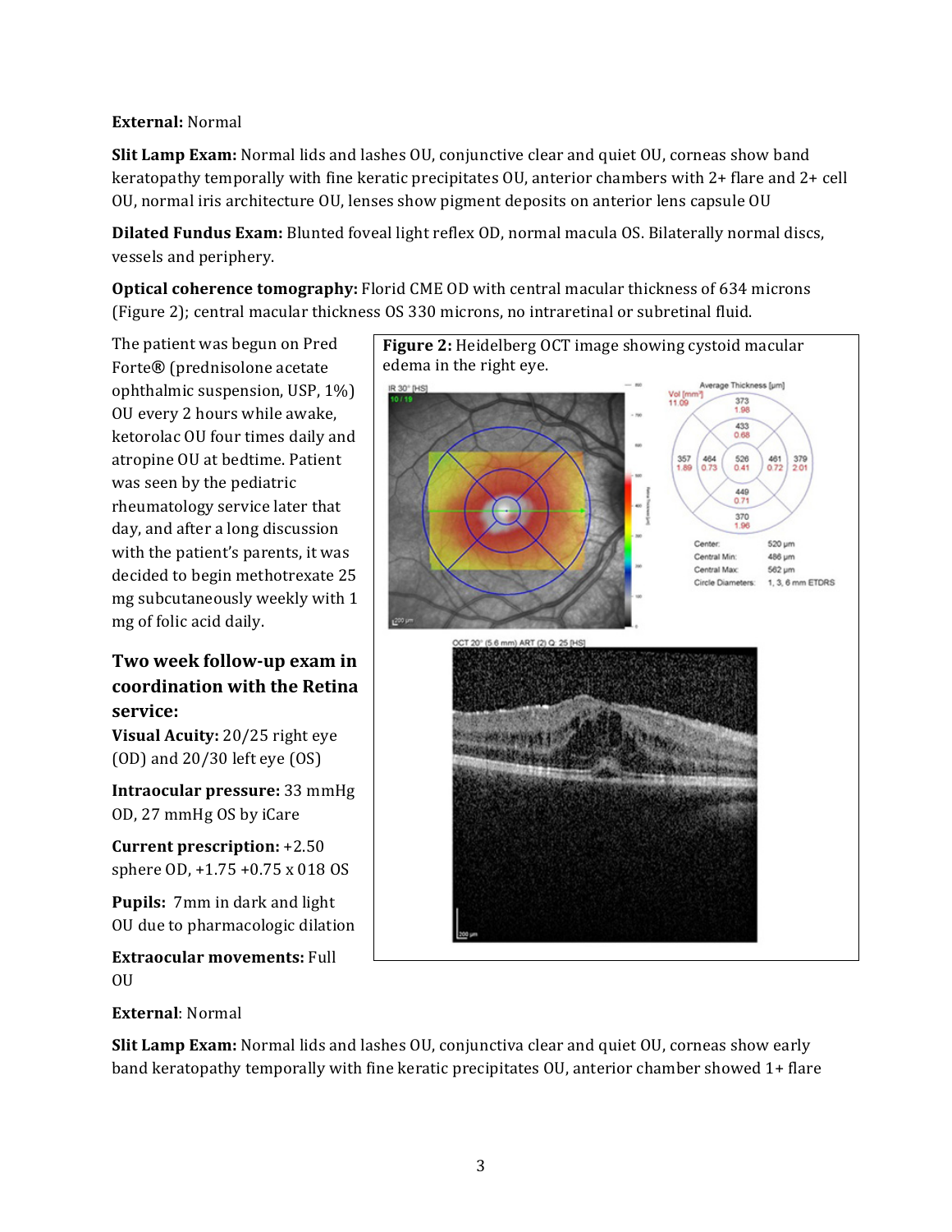**External:** Normal

**Slit Lamp Exam:** Normal lids and lashes OU, conjunctive clear and quiet OU, corneas show band keratopathy temporally with fine keratic precipitates OU, anterior chambers with 2+ flare and 2+ cell OU, normal iris architecture OU, lenses show pigment deposits on anterior lens capsule OU

**Dilated Fundus Exam:** Blunted foveal light reflex OD, normal macula OS. Bilaterally normal discs, vessels and periphery.

**Optical coherence tomography:** Florid CME OD with central macular thickness of 634 microns (Figure 2); central macular thickness OS 330 microns, no intraretinal or subretinal fluid.

The patient was begun on Pred Forte® (prednisolone acetate ophthalmic suspension, USP, 1%) OU every 2 hours while awake, ketorolac OU four times daily and atropine OU at bedtime. Patient was seen by the pediatric rheumatology service later that day, and after a long discussion with the patient's parents, it was decided to begin methotrexate 25 mg subcutaneously weekly with 1 mg of folic acid daily.

**Figure 2:** Heidelberg OCT image showing cystoid macular edema in the right eye.

### Two week follow-up exam in coordination with the Retina service:

**Visual Acuity:** 20/25 right eye (OD) and 20/30 left eye (OS)

**Intraocular pressure:** 33 mmHg OD, 27 mmHg OS by iCare

**Current prescription:** +2.50 sphere OD, +1.75 +0.75 x 018 OS

**Pupils:** 7mm in dark and light OU due to pharmacologic dilation

**Extraocular movements:** Full OU

**External**: Normal

**Slit Lamp Exam:** Normal lids and lashes OU, conjunctiva clear and quiet OU, corneas show early band keratopathy temporally with fine keratic precipitates OU, anterior chamber showed 1+ flare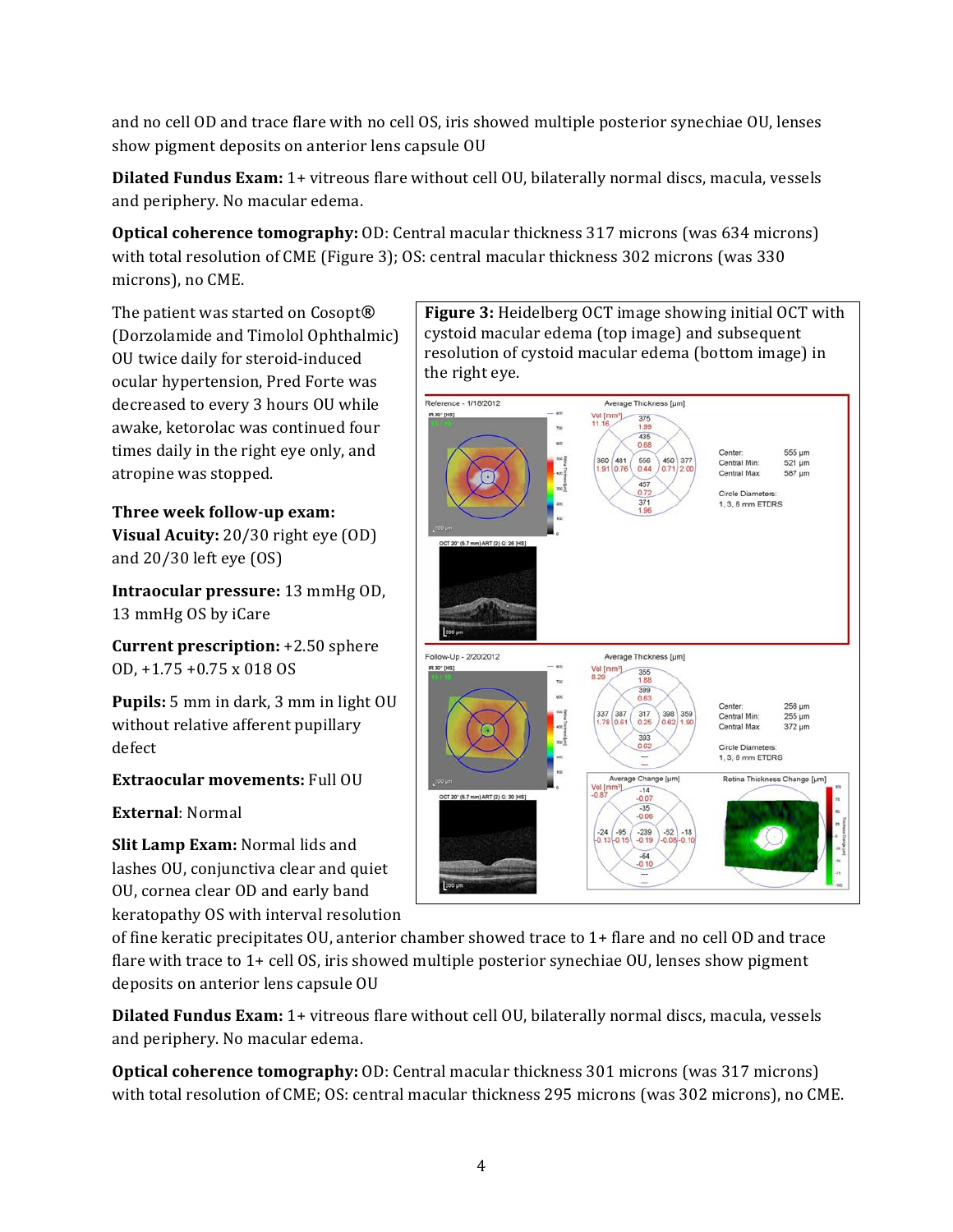and no cell OD and trace flare with no cell OS, iris showed multiple posterior synechiae OU, lenses show pigment deposits on anterior lens capsule OU

**Dilated Fundus Exam:** 1+ vitreous flare without cell OU, bilaterally normal discs, macula, vessels and periphery. No macular edema.

**Optical coherence tomography:** OD: Central macular thickness 317 microns (was 634 microns) with total resolution of CME (Figure 3); OS: central macular thickness 302 microns (was 330 microns), no CME.

The patient was started on Cosopt® (Dorzolamide and Timolol Ophthalmic) OU twice daily for steroid-induced ocular hypertension, Pred Forte was decreased to every 3 hours OU while awake, ketorolac was continued four times daily in the right eye only, and atropine was stopped.

**Figure 3:** Heidelberg OCT image showing initial OCT with cystoid macular edema (top image) and subsequent resolution of cystoid macular edema (bottom image) in the right eye.

**Three week follow-up exam:**

**Visual Acuity:** 20/30 right eye (OD) and 20/30 left eye (OS)

**Intraocular pressure:** 13 mmHg OD, 13 mmHg OS by iCare

**Current prescription:** +2.50 sphere OD, +1.75 +0.75 x 018 OS

**Pupils:** 5 mm in dark, 3 mm in light OU without relative afferent pupillary defect

**Extraocular movements:** Full OU

**External**: Normal

**Slit Lamp Exam:** Normal lids and lashes OU, conjunctiva clear and quiet OU, cornea clear OD and early band keratopathy OS with interval resolution of fine keratic precipitates OU, anterior chamber showed trace to 1+ flare and no cell OD and trace flare with trace to 1+ cell OS, iris showed multiple posterior synechiae OU, lenses show pigment deposits on anterior lens capsule OU

**Dilated Fundus Exam:** 1+ vitreous flare without cell OU, bilaterally normal discs, macula, vessels and periphery. No macular edema.

**Optical coherence tomography:** OD: Central macular thickness 301 microns (was 317 microns) with total resolution of CME; OS: central macular thickness 295 microns (was 302 microns), no CME.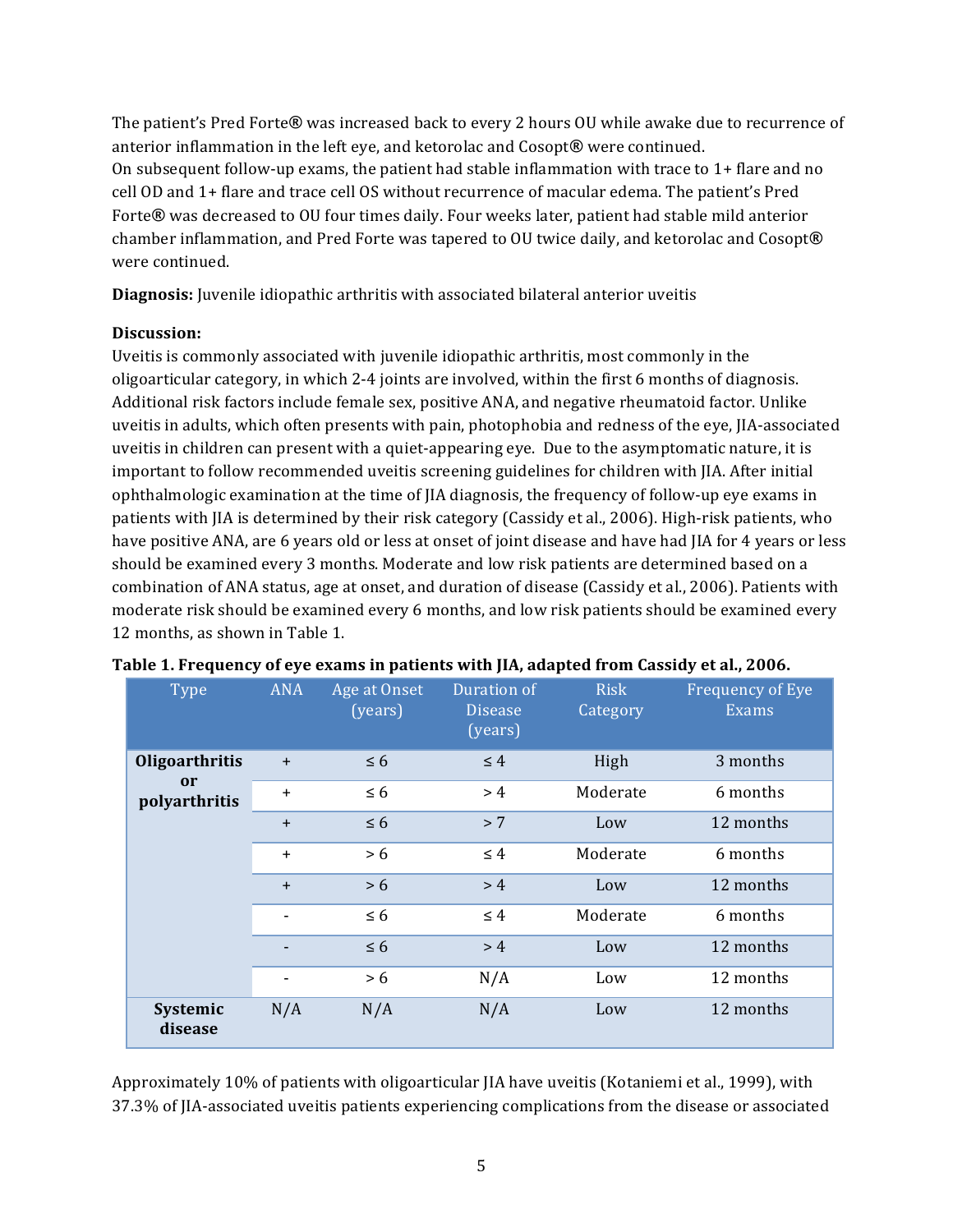The patient's Pred Forte® was increased back to every 2 hours OU while awake due to recurrence of anterior inflammation in the left eye, and ketorolac and Cosopt® were continued.
On subsequent follow-up exams, the patient had stable inflammation with trace to 1+ flare and no cell OD and 1+ flare and trace cell OS without recurrence of macular edema. The patient's Pred Forte® was decreased to OU four times daily. Four weeks later, patient had stable mild anterior chamber inflammation, and Pred Forte was tapered to OU twice daily, and ketorolac and Cosopt® were continued.

**Diagnosis:** Juvenile idiopathic arthritis with associated bilateral anterior uveitis

**Discussion:**
Uveitis is commonly associated with juvenile idiopathic arthritis, most commonly in the oligoarticular category, in which 2-4 joints are involved, within the first 6 months of diagnosis. Additional risk factors include female sex, positive ANA, and negative rheumatoid factor. Unlike uveitis in adults, which often presents with pain, photophobia and redness of the eye, JIA-associated uveitis in children can present with a quiet-appearing eye. Due to the asymptomatic nature, it is important to follow recommended uveitis screening guidelines for children with JIA. After initial ophthalmologic examination at the time of JIA diagnosis, the frequency of follow-up eye exams in patients with JIA is determined by their risk category (Cassidy et al., 2006). High-risk patients, who have positive ANA, are 6 years old or less at onset of joint disease and have had JIA for 4 years or less should be examined every 3 months. Moderate and low risk patients are determined based on a combination of ANA status, age at onset, and duration of disease (Cassidy et al., 2006). Patients with moderate risk should be examined every 6 months, and low risk patients should be examined every 12 months, as shown in Table 1.

**Table 1. Frequency of eye exams in patients with JIA, adapted from Cassidy et al., 2006.**

| Type | ANA | Age at Onset (years) | Duration of Disease (years) | Risk Category | Frequency of Eye Exams |
|---|---|---|---|---|---|
| **Oligoarthritis or polyarthritis** | + | ≤ 6 | ≤ 4 | High | 3 months |
| | + | ≤ 6 | > 4 | Moderate | 6 months |
| | + | ≤ 6 | > 7 | Low | 12 months |
| | + | > 6 | ≤ 4 | Moderate | 6 months |
| | + | > 6 | > 4 | Low | 12 months |
| | - | ≤ 6 | ≤ 4 | Moderate | 6 months |
| | - | ≤ 6 | > 4 | Low | 12 months |
| | - | > 6 | N/A | Low | 12 months |
| **Systemic disease** | N/A | N/A | N/A | Low | 12 months |

Approximately 10% of patients with oligoarticular JIA have uveitis (Kotaniemi et al., 1999), with 37.3% of JIA-associated uveitis patients experiencing complications from the disease or associated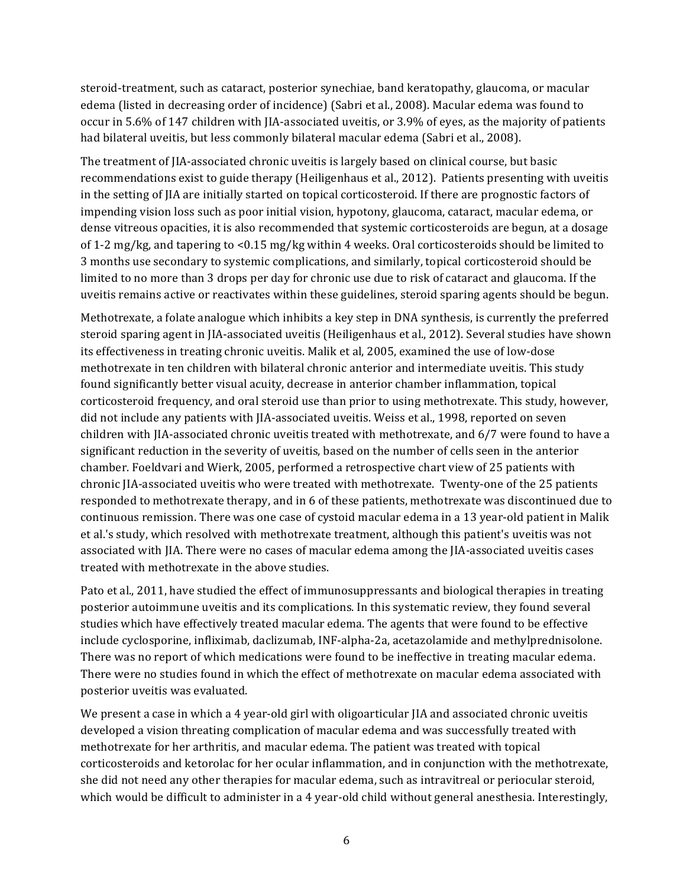steroid-treatment, such as cataract, posterior synechiae, band keratopathy, glaucoma, or macular edema (listed in decreasing order of incidence) (Sabri et al., 2008). Macular edema was found to occur in 5.6% of 147 children with JIA-associated uveitis, or 3.9% of eyes, as the majority of patients had bilateral uveitis, but less commonly bilateral macular edema (Sabri et al., 2008).

The treatment of JIA-associated chronic uveitis is largely based on clinical course, but basic recommendations exist to guide therapy (Heiligenhaus et al., 2012). Patients presenting with uveitis in the setting of JIA are initially started on topical corticosteroid. If there are prognostic factors of impending vision loss such as poor initial vision, hypotony, glaucoma, cataract, macular edema, or dense vitreous opacities, it is also recommended that systemic corticosteroids are begun, at a dosage of 1-2 mg/kg, and tapering to <0.15 mg/kg within 4 weeks. Oral corticosteroids should be limited to 3 months use secondary to systemic complications, and similarly, topical corticosteroid should be limited to no more than 3 drops per day for chronic use due to risk of cataract and glaucoma. If the uveitis remains active or reactivates within these guidelines, steroid sparing agents should be begun.

Methotrexate, a folate analogue which inhibits a key step in DNA synthesis, is currently the preferred steroid sparing agent in JIA-associated uveitis (Heiligenhaus et al., 2012). Several studies have shown its effectiveness in treating chronic uveitis. Malik et al, 2005, examined the use of low-dose methotrexate in ten children with bilateral chronic anterior and intermediate uveitis. This study found significantly better visual acuity, decrease in anterior chamber inflammation, topical corticosteroid frequency, and oral steroid use than prior to using methotrexate. This study, however, did not include any patients with JIA-associated uveitis. Weiss et al., 1998, reported on seven children with JIA-associated chronic uveitis treated with methotrexate, and 6/7 were found to have a significant reduction in the severity of uveitis, based on the number of cells seen in the anterior chamber. Foeldvari and Wierk, 2005, performed a retrospective chart view of 25 patients with chronic JIA-associated uveitis who were treated with methotrexate. Twenty-one of the 25 patients responded to methotrexate therapy, and in 6 of these patients, methotrexate was discontinued due to continuous remission. There was one case of cystoid macular edema in a 13 year-old patient in Malik et al.'s study, which resolved with methotrexate treatment, although this patient's uveitis was not associated with JIA. There were no cases of macular edema among the JIA-associated uveitis cases treated with methotrexate in the above studies.

Pato et al., 2011, have studied the effect of immunosuppressants and biological therapies in treating posterior autoimmune uveitis and its complications. In this systematic review, they found several studies which have effectively treated macular edema. The agents that were found to be effective include cyclosporine, infliximab, daclizumab, INF-alpha-2a, acetazolamide and methylprednisolone. There was no report of which medications were found to be ineffective in treating macular edema. There were no studies found in which the effect of methotrexate on macular edema associated with posterior uveitis was evaluated.

We present a case in which a 4 year-old girl with oligoarticular JIA and associated chronic uveitis developed a vision threating complication of macular edema and was successfully treated with methotrexate for her arthritis, and macular edema. The patient was treated with topical corticosteroids and ketorolac for her ocular inflammation, and in conjunction with the methotrexate, she did not need any other therapies for macular edema, such as intravitreal or periocular steroid, which would be difficult to administer in a 4 year-old child without general anesthesia. Interestingly,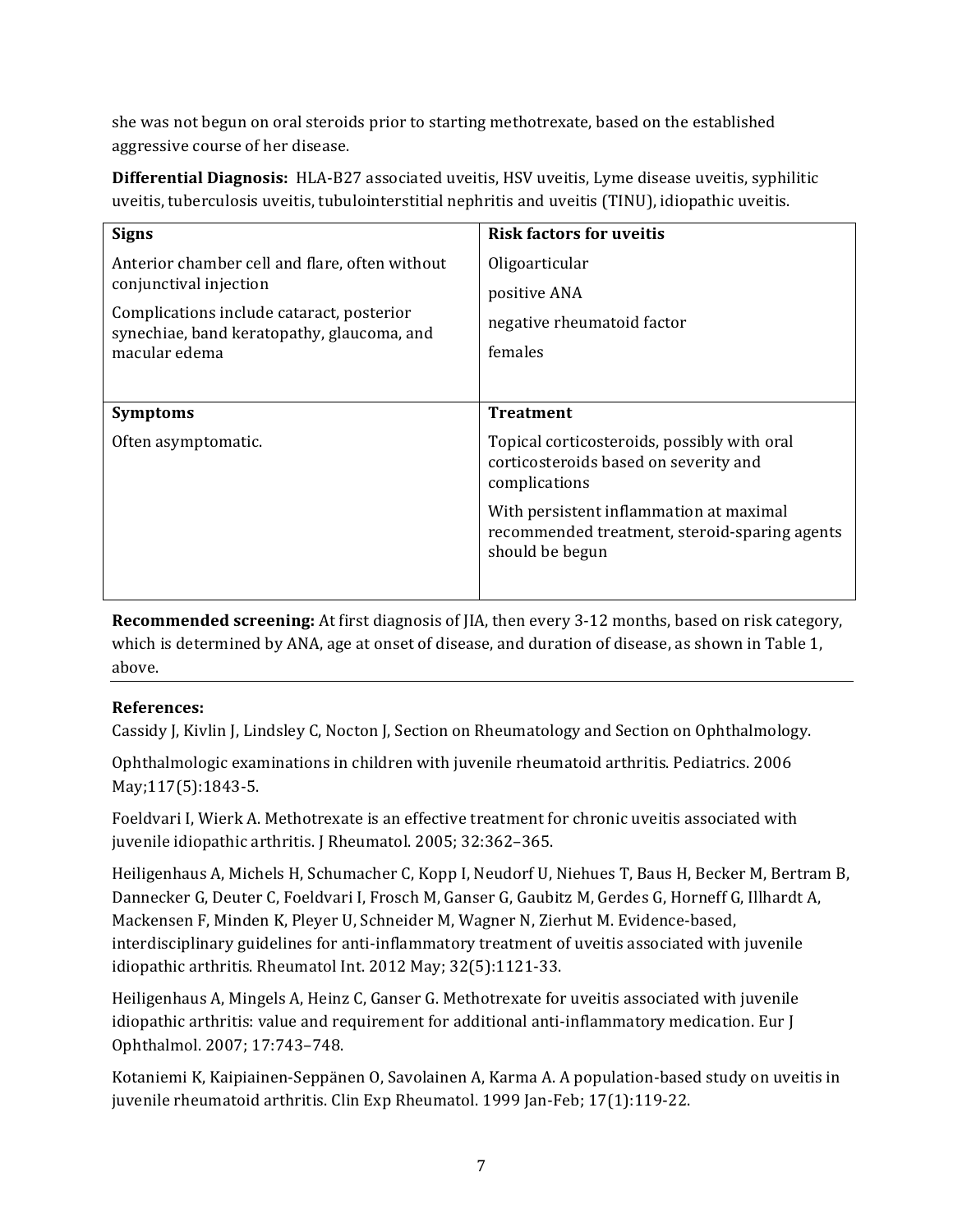she was not begun on oral steroids prior to starting methotrexate, based on the established aggressive course of her disease.

**Differential Diagnosis:** HLA-B27 associated uveitis, HSV uveitis, Lyme disease uveitis, syphilitic uveitis, tuberculosis uveitis, tubulointerstitial nephritis and uveitis (TINU), idiopathic uveitis.

| **Signs** | **Risk factors for uveitis** |
|---|---|
| Anterior chamber cell and flare, often without conjunctival injection<br><br>Complications include cataract, posterior synechiae, band keratopathy, glaucoma, and macular edema | Oligoarticular<br><br>positive ANA<br><br>negative rheumatoid factor<br><br>females |
| **Symptoms** | **Treatment** |
| Often asymptomatic. | Topical corticosteroids, possibly with oral corticosteroids based on severity and complications<br><br>With persistent inflammation at maximal recommended treatment, steroid-sparing agents should be begun |

**Recommended screening:** At first diagnosis of JIA, then every 3-12 months, based on risk category, which is determined by ANA, age at onset of disease, and duration of disease, as shown in Table 1, above.

---

**References:**

Cassidy J, Kivlin J, Lindsley C, Nocton J, Section on Rheumatology and Section on Ophthalmology.

Ophthalmologic examinations in children with juvenile rheumatoid arthritis. Pediatrics. 2006 May;117(5):1843-5.

Foeldvari I, Wierk A. Methotrexate is an effective treatment for chronic uveitis associated with juvenile idiopathic arthritis. J Rheumatol. 2005; 32:362–365.

Heiligenhaus A, Michels H, Schumacher C, Kopp I, Neudorf U, Niehues T, Baus H, Becker M, Bertram B, Dannecker G, Deuter C, Foeldvari I, Frosch M, Ganser G, Gaubitz M, Gerdes G, Horneff G, Illhardt A, Mackensen F, Minden K, Pleyer U, Schneider M, Wagner N, Zierhut M. Evidence-based, interdisciplinary guidelines for anti-inflammatory treatment of uveitis associated with juvenile idiopathic arthritis. Rheumatol Int. 2012 May; 32(5):1121-33.

Heiligenhaus A, Mingels A, Heinz C, Ganser G. Methotrexate for uveitis associated with juvenile idiopathic arthritis: value and requirement for additional anti-inflammatory medication. Eur J Ophthalmol. 2007; 17:743–748.

Kotaniemi K, Kaipiainen-Seppänen O, Savolainen A, Karma A. A population-based study on uveitis in juvenile rheumatoid arthritis. Clin Exp Rheumatol. 1999 Jan-Feb; 17(1):119-22.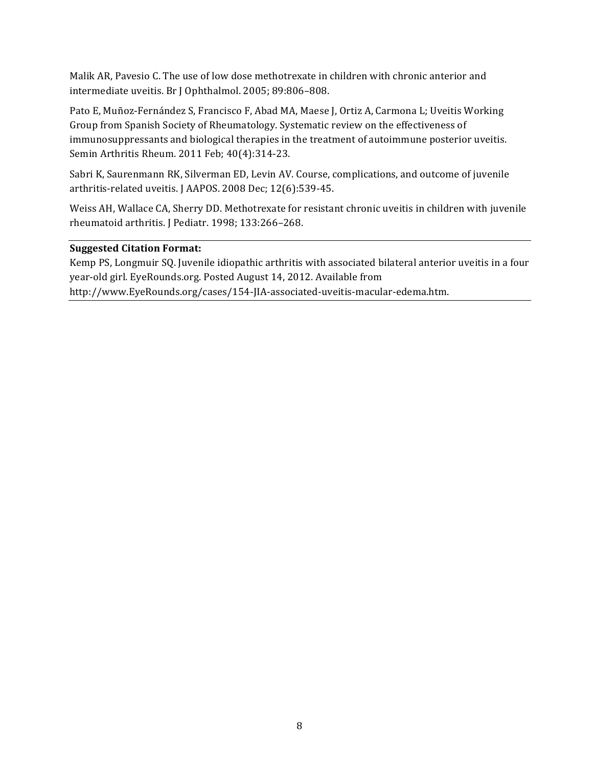Malik AR, Pavesio C. The use of low dose methotrexate in children with chronic anterior and intermediate uveitis. Br J Ophthalmol. 2005; 89:806–808.

Pato E, Muñoz-Fernández S, Francisco F, Abad MA, Maese J, Ortiz A, Carmona L; Uveitis Working Group from Spanish Society of Rheumatology. Systematic review on the effectiveness of immunosuppressants and biological therapies in the treatment of autoimmune posterior uveitis. Semin Arthritis Rheum. 2011 Feb; 40(4):314-23.

Sabri K, Saurenmann RK, Silverman ED, Levin AV. Course, complications, and outcome of juvenile arthritis-related uveitis. J AAPOS. 2008 Dec; 12(6):539-45.

Weiss AH, Wallace CA, Sherry DD. Methotrexate for resistant chronic uveitis in children with juvenile rheumatoid arthritis. J Pediatr. 1998; 133:266–268.

---

**Suggested Citation Format:**

Kemp PS, Longmuir SQ. Juvenile idiopathic arthritis with associated bilateral anterior uveitis in a four year-old girl. EyeRounds.org. Posted August 14, 2012. Available from http://www.EyeRounds.org/cases/154-JIA-associated-uveitis-macular-edema.htm.

---